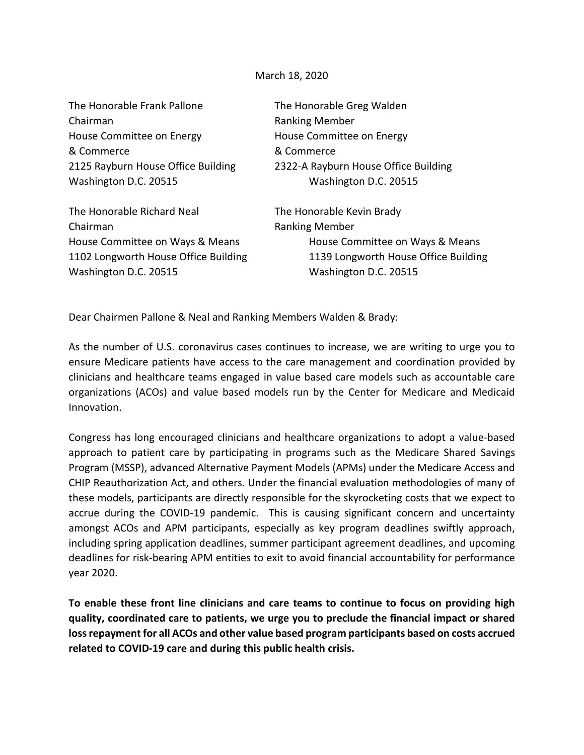March 18, 2020

The Honorable Frank Pallone
Chairman
House Committee on Energy & Commerce
2125 Rayburn House Office Building
Washington D.C. 20515

The Honorable Greg Walden
Ranking Member
House Committee on Energy & Commerce
2322-A Rayburn House Office Building
Washington D.C. 20515

The Honorable Richard Neal
Chairman
House Committee on Ways & Means
1102 Longworth House Office Building
Washington D.C. 20515

The Honorable Kevin Brady
Ranking Member
House Committee on Ways & Means
1139 Longworth House Office Building
Washington D.C. 20515

Dear Chairmen Pallone & Neal and Ranking Members Walden & Brady:

As the number of U.S. coronavirus cases continues to increase, we are writing to urge you to ensure Medicare patients have access to the care management and coordination provided by clinicians and healthcare teams engaged in value based care models such as accountable care organizations (ACOs) and value based models run by the Center for Medicare and Medicaid Innovation.

Congress has long encouraged clinicians and healthcare organizations to adopt a value-based approach to patient care by participating in programs such as the Medicare Shared Savings Program (MSSP), advanced Alternative Payment Models (APMs) under the Medicare Access and CHIP Reauthorization Act, and others. Under the financial evaluation methodologies of many of these models, participants are directly responsible for the skyrocketing costs that we expect to accrue during the COVID-19 pandemic. This is causing significant concern and uncertainty amongst ACOs and APM participants, especially as key program deadlines swiftly approach, including spring application deadlines, summer participant agreement deadlines, and upcoming deadlines for risk-bearing APM entities to exit to avoid financial accountability for performance year 2020.

**To enable these front line clinicians and care teams to continue to focus on providing high quality, coordinated care to patients, we urge you to preclude the financial impact or shared loss repayment for all ACOs and other value based program participants based on costs accrued related to COVID-19 care and during this public health crisis.**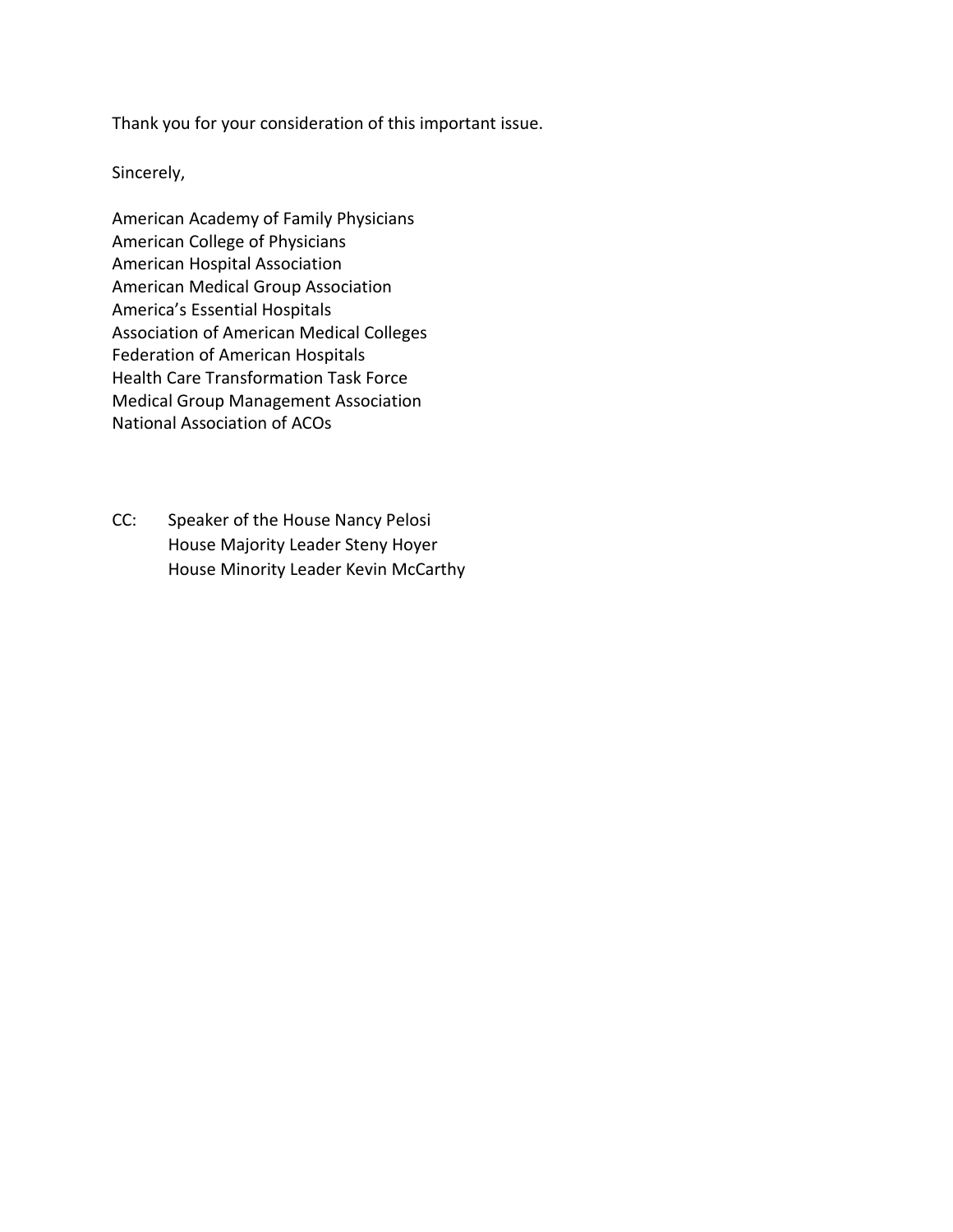Thank you for your consideration of this important issue.

Sincerely,

American Academy of Family Physicians
American College of Physicians
American Hospital Association
American Medical Group Association
America's Essential Hospitals
Association of American Medical Colleges
Federation of American Hospitals
Health Care Transformation Task Force
Medical Group Management Association
National Association of ACOs

CC: Speaker of the House Nancy Pelosi
House Majority Leader Steny Hoyer
House Minority Leader Kevin McCarthy